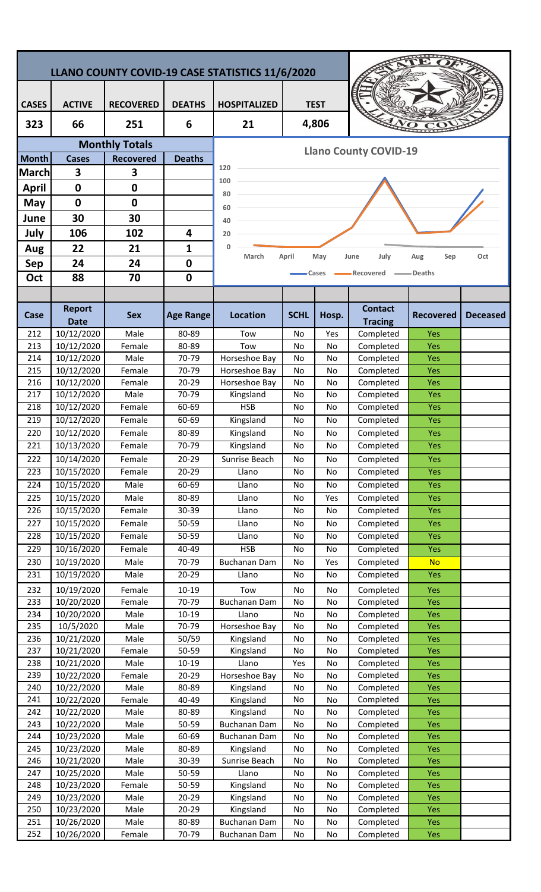# LLANO COUNTY COVID-19 CASE STATISTICS 11/6/2020

| CASES | ACTIVE | RECOVERED | DEATHS | HOSPITALIZED | TEST |
|---|---|---|---|---|---|
| 323 | 66 | 251 | 6 | 21 | 4,806 |

## Monthly Totals

| Month | Cases | Recovered | Deaths |
|---|---|---|---|
| March | 3 | 3 | |
| April | 0 | 0 | |
| May | 0 | 0 | |
| June | 30 | 30 | |
| July | 106 | 102 | 4 |
| Aug | 22 | 21 | 1 |
| Sep | 24 | 24 | 0 |
| Oct | 88 | 70 | 0 |

**Llano County COVID-19**

| Case | Report Date | Sex | Age Range | Location | SCHL | Hosp. | Contact Tracing | Recovered | Deceased |
|---|---|---|---|---|---|---|---|---|---|
| 212 | 10/12/2020 | Male | 80-89 | Tow | No | Yes | Completed | Yes | |
| 213 | 10/12/2020 | Female | 80-89 | Tow | No | No | Completed | Yes | |
| 214 | 10/12/2020 | Male | 70-79 | Horseshoe Bay | No | No | Completed | Yes | |
| 215 | 10/12/2020 | Female | 70-79 | Horseshoe Bay | No | No | Completed | Yes | |
| 216 | 10/12/2020 | Female | 20-29 | Horseshoe Bay | No | No | Completed | Yes | |
| 217 | 10/12/2020 | Male | 70-79 | Kingsland | No | No | Completed | Yes | |
| 218 | 10/12/2020 | Female | 60-69 | HSB | No | No | Completed | Yes | |
| 219 | 10/12/2020 | Female | 60-69 | Kingsland | No | No | Completed | Yes | |
| 220 | 10/12/2020 | Female | 80-89 | Kingsland | No | No | Completed | Yes | |
| 221 | 10/13/2020 | Female | 70-79 | Kingsland | No | No | Completed | Yes | |
| 222 | 10/14/2020 | Female | 20-29 | Sunrise Beach | No | No | Completed | Yes | |
| 223 | 10/15/2020 | Female | 20-29 | Llano | No | No | Completed | Yes | |
| 224 | 10/15/2020 | Male | 60-69 | Llano | No | No | Completed | Yes | |
| 225 | 10/15/2020 | Male | 80-89 | Llano | No | Yes | Completed | Yes | |
| 226 | 10/15/2020 | Female | 30-39 | Llano | No | No | Completed | Yes | |
| 227 | 10/15/2020 | Female | 50-59 | Llano | No | No | Completed | Yes | |
| 228 | 10/15/2020 | Female | 50-59 | Llano | No | No | Completed | Yes | |
| 229 | 10/16/2020 | Female | 40-49 | HSB | No | No | Completed | Yes | |
| 230 | 10/19/2020 | Male | 70-79 | Buchanan Dam | No | Yes | Completed | No | |
| 231 | 10/19/2020 | Male | 20-29 | Llano | No | No | Completed | Yes | |
| 232 | 10/19/2020 | Female | 10-19 | Tow | No | No | Completed | Yes | |
| 233 | 10/20/2020 | Female | 70-79 | Buchanan Dam | No | No | Completed | Yes | |
| 234 | 10/20/2020 | Male | 10-19 | Llano | No | No | Completed | Yes | |
| 235 | 10/5/2020 | Male | 70-79 | Horseshoe Bay | No | No | Completed | Yes | |
| 236 | 10/21/2020 | Male | 50/59 | Kingsland | No | No | Completed | Yes | |
| 237 | 10/21/2020 | Female | 50-59 | Kingsland | No | No | Completed | Yes | |
| 238 | 10/21/2020 | Male | 10-19 | Llano | Yes | No | Completed | Yes | |
| 239 | 10/22/2020 | Female | 20-29 | Horseshoe Bay | No | No | Completed | Yes | |
| 240 | 10/22/2020 | Male | 80-89 | Kingsland | No | No | Completed | Yes | |
| 241 | 10/22/2020 | Female | 40-49 | Kingsland | No | No | Completed | Yes | |
| 242 | 10/22/2020 | Male | 80-89 | Kingsland | No | No | Completed | Yes | |
| 243 | 10/22/2020 | Male | 50-59 | Buchanan Dam | No | No | Completed | Yes | |
| 244 | 10/23/2020 | Male | 60-69 | Buchanan Dam | No | No | Completed | Yes | |
| 245 | 10/23/2020 | Male | 80-89 | Kingsland | No | No | Completed | Yes | |
| 246 | 10/21/2020 | Male | 30-39 | Sunrise Beach | No | No | Completed | Yes | |
| 247 | 10/25/2020 | Male | 50-59 | Llano | No | No | Completed | Yes | |
| 248 | 10/23/2020 | Female | 50-59 | Kingsland | No | No | Completed | Yes | |
| 249 | 10/23/2020 | Male | 20-29 | Kingsland | No | No | Completed | Yes | |
| 250 | 10/23/2020 | Male | 20-29 | Kingsland | No | No | Completed | Yes | |
| 251 | 10/26/2020 | Male | 80-89 | Buchanan Dam | No | No | Completed | Yes | |
| 252 | 10/26/2020 | Female | 70-79 | Buchanan Dam | No | No | Completed | Yes | |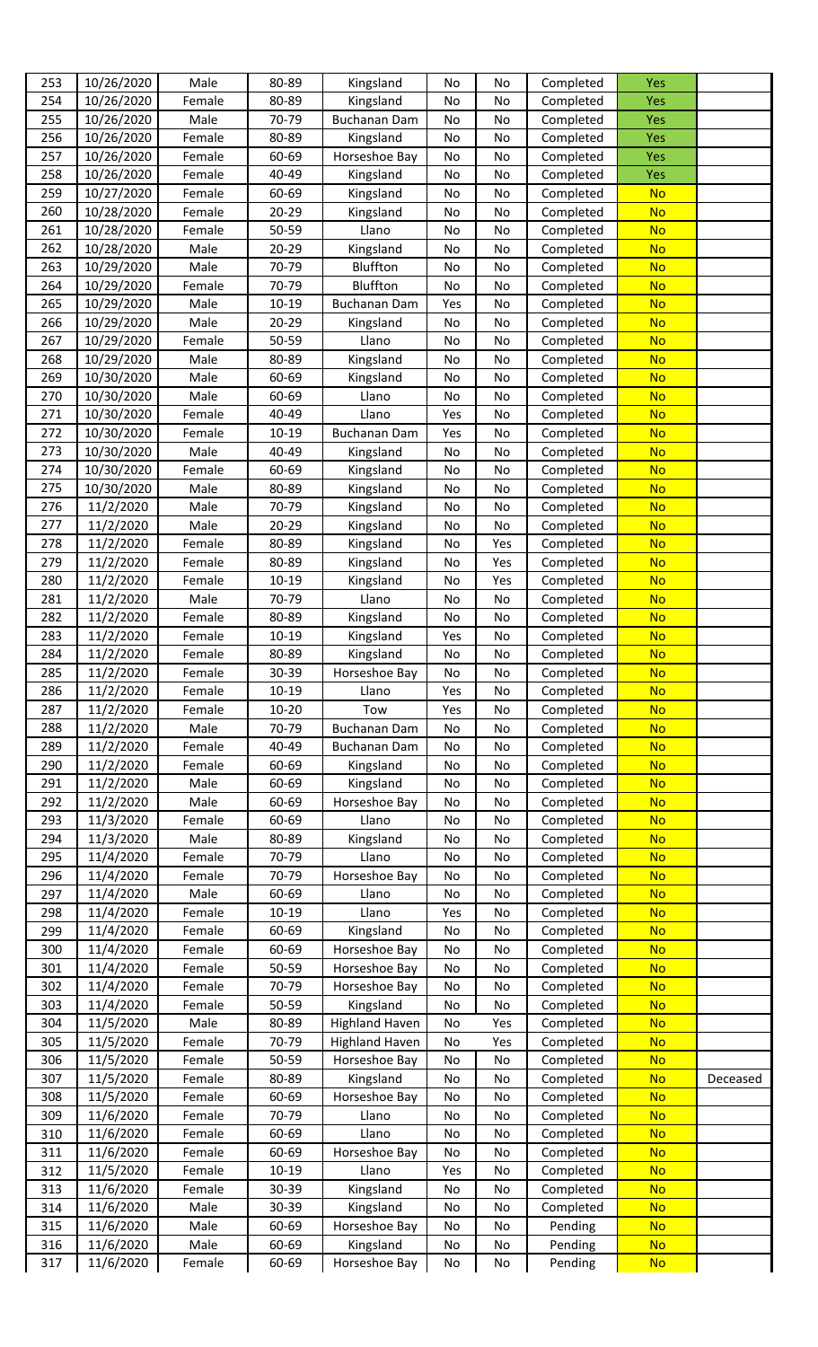| | | | | | | | | | |
|---|---|---|---|---|---|---|---|---|---|
| 253 | 10/26/2020 | Male | 80-89 | Kingsland | No | No | Completed | Yes | |
| 254 | 10/26/2020 | Female | 80-89 | Kingsland | No | No | Completed | Yes | |
| 255 | 10/26/2020 | Male | 70-79 | Buchanan Dam | No | No | Completed | Yes | |
| 256 | 10/26/2020 | Female | 80-89 | Kingsland | No | No | Completed | Yes | |
| 257 | 10/26/2020 | Female | 60-69 | Horseshoe Bay | No | No | Completed | Yes | |
| 258 | 10/26/2020 | Female | 40-49 | Kingsland | No | No | Completed | Yes | |
| 259 | 10/27/2020 | Female | 60-69 | Kingsland | No | No | Completed | No | |
| 260 | 10/28/2020 | Female | 20-29 | Kingsland | No | No | Completed | No | |
| 261 | 10/28/2020 | Female | 50-59 | Llano | No | No | Completed | No | |
| 262 | 10/28/2020 | Male | 20-29 | Kingsland | No | No | Completed | No | |
| 263 | 10/29/2020 | Male | 70-79 | Bluffton | No | No | Completed | No | |
| 264 | 10/29/2020 | Female | 70-79 | Bluffton | No | No | Completed | No | |
| 265 | 10/29/2020 | Male | 10-19 | Buchanan Dam | Yes | No | Completed | No | |
| 266 | 10/29/2020 | Male | 20-29 | Kingsland | No | No | Completed | No | |
| 267 | 10/29/2020 | Female | 50-59 | Llano | No | No | Completed | No | |
| 268 | 10/29/2020 | Male | 80-89 | Kingsland | No | No | Completed | No | |
| 269 | 10/30/2020 | Male | 60-69 | Kingsland | No | No | Completed | No | |
| 270 | 10/30/2020 | Male | 60-69 | Llano | No | No | Completed | No | |
| 271 | 10/30/2020 | Female | 40-49 | Llano | Yes | No | Completed | No | |
| 272 | 10/30/2020 | Female | 10-19 | Buchanan Dam | Yes | No | Completed | No | |
| 273 | 10/30/2020 | Male | 40-49 | Kingsland | No | No | Completed | No | |
| 274 | 10/30/2020 | Female | 60-69 | Kingsland | No | No | Completed | No | |
| 275 | 10/30/2020 | Male | 80-89 | Kingsland | No | No | Completed | No | |
| 276 | 11/2/2020 | Male | 70-79 | Kingsland | No | No | Completed | No | |
| 277 | 11/2/2020 | Male | 20-29 | Kingsland | No | No | Completed | No | |
| 278 | 11/2/2020 | Female | 80-89 | Kingsland | No | Yes | Completed | No | |
| 279 | 11/2/2020 | Female | 80-89 | Kingsland | No | Yes | Completed | No | |
| 280 | 11/2/2020 | Female | 10-19 | Kingsland | No | Yes | Completed | No | |
| 281 | 11/2/2020 | Male | 70-79 | Llano | No | No | Completed | No | |
| 282 | 11/2/2020 | Female | 80-89 | Kingsland | No | No | Completed | No | |
| 283 | 11/2/2020 | Female | 10-19 | Kingsland | Yes | No | Completed | No | |
| 284 | 11/2/2020 | Female | 80-89 | Kingsland | No | No | Completed | No | |
| 285 | 11/2/2020 | Female | 30-39 | Horseshoe Bay | No | No | Completed | No | |
| 286 | 11/2/2020 | Female | 10-19 | Llano | Yes | No | Completed | No | |
| 287 | 11/2/2020 | Female | 10-20 | Tow | Yes | No | Completed | No | |
| 288 | 11/2/2020 | Male | 70-79 | Buchanan Dam | No | No | Completed | No | |
| 289 | 11/2/2020 | Female | 40-49 | Buchanan Dam | No | No | Completed | No | |
| 290 | 11/2/2020 | Female | 60-69 | Kingsland | No | No | Completed | No | |
| 291 | 11/2/2020 | Male | 60-69 | Kingsland | No | No | Completed | No | |
| 292 | 11/2/2020 | Male | 60-69 | Horseshoe Bay | No | No | Completed | No | |
| 293 | 11/3/2020 | Female | 60-69 | Llano | No | No | Completed | No | |
| 294 | 11/3/2020 | Male | 80-89 | Kingsland | No | No | Completed | No | |
| 295 | 11/4/2020 | Female | 70-79 | Llano | No | No | Completed | No | |
| 296 | 11/4/2020 | Female | 70-79 | Horseshoe Bay | No | No | Completed | No | |
| 297 | 11/4/2020 | Male | 60-69 | Llano | No | No | Completed | No | |
| 298 | 11/4/2020 | Female | 10-19 | Llano | Yes | No | Completed | No | |
| 299 | 11/4/2020 | Female | 60-69 | Kingsland | No | No | Completed | No | |
| 300 | 11/4/2020 | Female | 60-69 | Horseshoe Bay | No | No | Completed | No | |
| 301 | 11/4/2020 | Female | 50-59 | Horseshoe Bay | No | No | Completed | No | |
| 302 | 11/4/2020 | Female | 70-79 | Horseshoe Bay | No | No | Completed | No | |
| 303 | 11/4/2020 | Female | 50-59 | Kingsland | No | No | Completed | No | |
| 304 | 11/5/2020 | Male | 80-89 | Highland Haven | No | Yes | Completed | No | |
| 305 | 11/5/2020 | Female | 70-79 | Highland Haven | No | Yes | Completed | No | |
| 306 | 11/5/2020 | Female | 50-59 | Horseshoe Bay | No | No | Completed | No | |
| 307 | 11/5/2020 | Female | 80-89 | Kingsland | No | No | Completed | No | Deceased |
| 308 | 11/5/2020 | Female | 60-69 | Horseshoe Bay | No | No | Completed | No | |
| 309 | 11/6/2020 | Female | 70-79 | Llano | No | No | Completed | No | |
| 310 | 11/6/2020 | Female | 60-69 | Llano | No | No | Completed | No | |
| 311 | 11/6/2020 | Female | 60-69 | Horseshoe Bay | No | No | Completed | No | |
| 312 | 11/5/2020 | Female | 10-19 | Llano | Yes | No | Completed | No | |
| 313 | 11/6/2020 | Female | 30-39 | Kingsland | No | No | Completed | No | |
| 314 | 11/6/2020 | Male | 30-39 | Kingsland | No | No | Completed | No | |
| 315 | 11/6/2020 | Male | 60-69 | Horseshoe Bay | No | No | Pending | No | |
| 316 | 11/6/2020 | Male | 60-69 | Kingsland | No | No | Pending | No | |
| 317 | 11/6/2020 | Female | 60-69 | Horseshoe Bay | No | No | Pending | No | |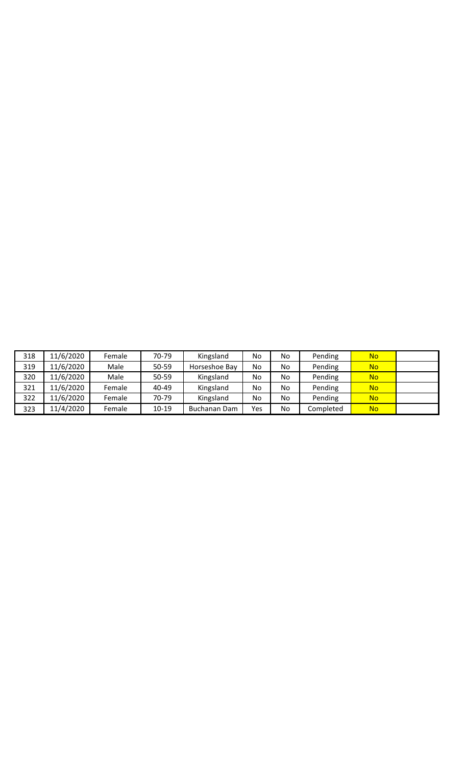| | | | | | | | | | |
|---|---|---|---|---|---|---|---|---|---|
| 318 | 11/6/2020 | Female | 70-79 | Kingsland | No | No | Pending | No | |
| 319 | 11/6/2020 | Male | 50-59 | Horseshoe Bay | No | No | Pending | No | |
| 320 | 11/6/2020 | Male | 50-59 | Kingsland | No | No | Pending | No | |
| 321 | 11/6/2020 | Female | 40-49 | Kingsland | No | No | Pending | No | |
| 322 | 11/6/2020 | Female | 70-79 | Kingsland | No | No | Pending | No | |
| 323 | 11/4/2020 | Female | 10-19 | Buchanan Dam | Yes | No | Completed | No | |